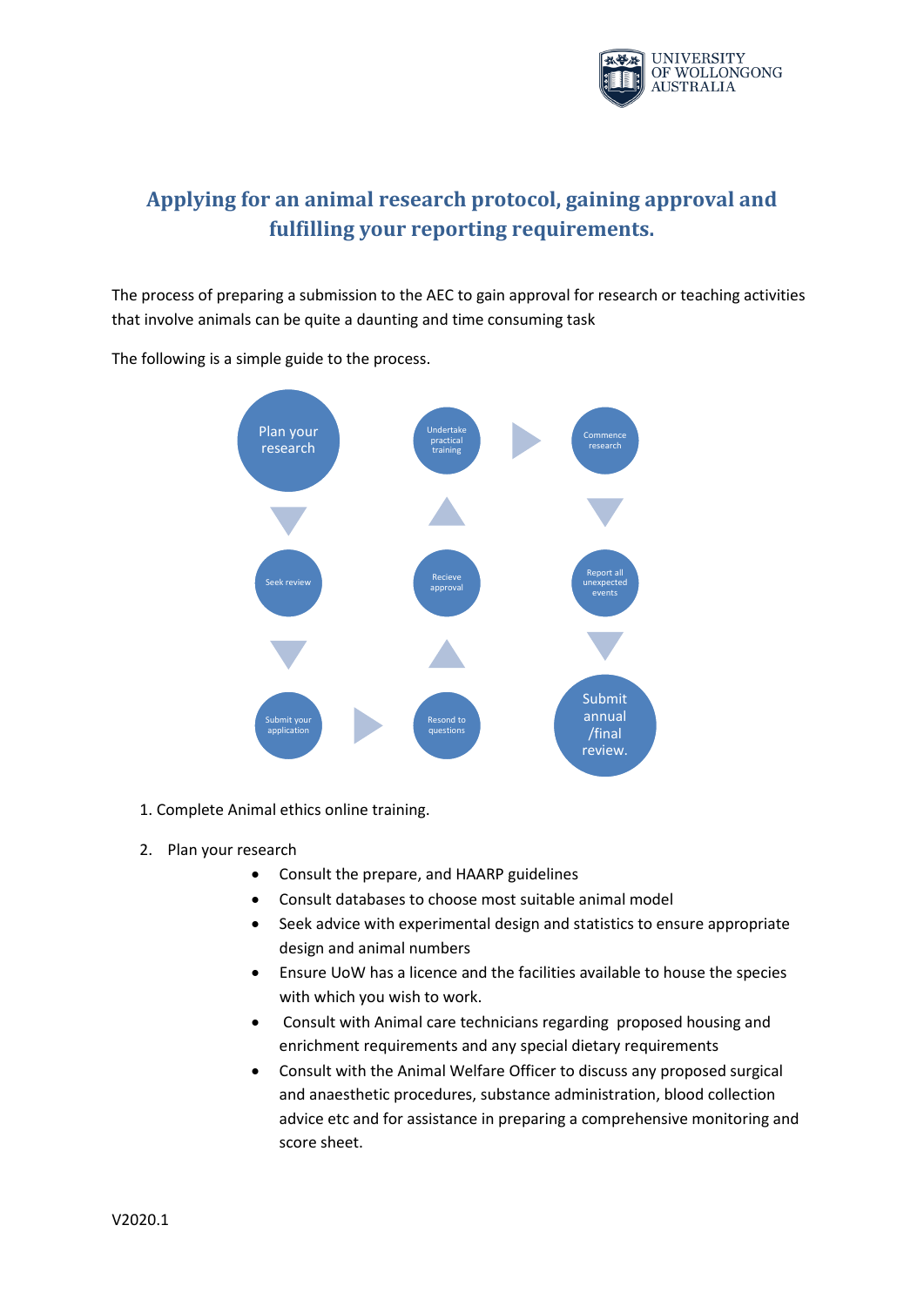# Applying for an animal research protocol, gaining approval and fulfilling your reporting requirements.

The process of preparing a submission to the AEC to gain approval for research or teaching activities that involve animals can be quite a daunting and time consuming task

The following is a simple guide to the process.

Plan your research → Seek review → Submit your application → Resond to questions → Recieve approval → Undertake practical training → Commence research → Report all unexpected events → Submit annual /final review.

1. Complete Animal ethics online training.

2. Plan your research
   - Consult the prepare, and HAARP guidelines
   - Consult databases to choose most suitable animal model
   - Seek advice with experimental design and statistics to ensure appropriate design and animal numbers
   - Ensure UoW has a licence and the facilities available to house the species with which you wish to work.
   - Consult with Animal care technicians regarding proposed housing and enrichment requirements and any special dietary requirements
   - Consult with the Animal Welfare Officer to discuss any proposed surgical and anaesthetic procedures, substance administration, blood collection advice etc and for assistance in preparing a comprehensive monitoring and score sheet.

V2020.1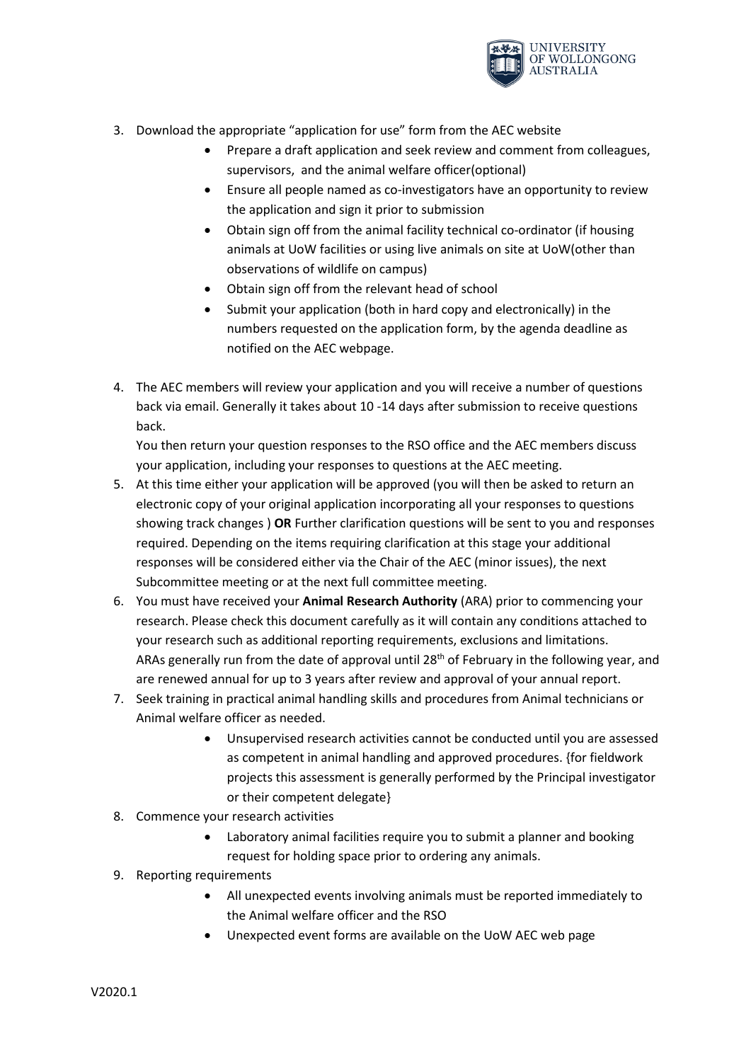3. Download the appropriate "application for use" form from the AEC website
    - Prepare a draft application and seek review and comment from colleagues, supervisors, and the animal welfare officer(optional)
    - Ensure all people named as co-investigators have an opportunity to review the application and sign it prior to submission
    - Obtain sign off from the animal facility technical co-ordinator (if housing animals at UoW facilities or using live animals on site at UoW(other than observations of wildlife on campus)
    - Obtain sign off from the relevant head of school
    - Submit your application (both in hard copy and electronically) in the numbers requested on the application form, by the agenda deadline as notified on the AEC webpage.
4. The AEC members will review your application and you will receive a number of questions back via email. Generally it takes about 10 -14 days after submission to receive questions back.

   You then return your question responses to the RSO office and the AEC members discuss your application, including your responses to questions at the AEC meeting.
5. At this time either your application will be approved (you will then be asked to return an electronic copy of your original application incorporating all your responses to questions showing track changes ) **OR** Further clarification questions will be sent to you and responses required. Depending on the items requiring clarification at this stage your additional responses will be considered either via the Chair of the AEC (minor issues), the next Subcommittee meeting or at the next full committee meeting.
6. You must have received your **Animal Research Authority** (ARA) prior to commencing your research. Please check this document carefully as it will contain any conditions attached to your research such as additional reporting requirements, exclusions and limitations. ARAs generally run from the date of approval until 28th of February in the following year, and are renewed annual for up to 3 years after review and approval of your annual report.
7. Seek training in practical animal handling skills and procedures from Animal technicians or Animal welfare officer as needed.
    - Unsupervised research activities cannot be conducted until you are assessed as competent in animal handling and approved procedures. {for fieldwork projects this assessment is generally performed by the Principal investigator or their competent delegate}
8. Commence your research activities
    - Laboratory animal facilities require you to submit a planner and booking request for holding space prior to ordering any animals.
9. Reporting requirements
    - All unexpected events involving animals must be reported immediately to the Animal welfare officer and the RSO
    - Unexpected event forms are available on the UoW AEC web page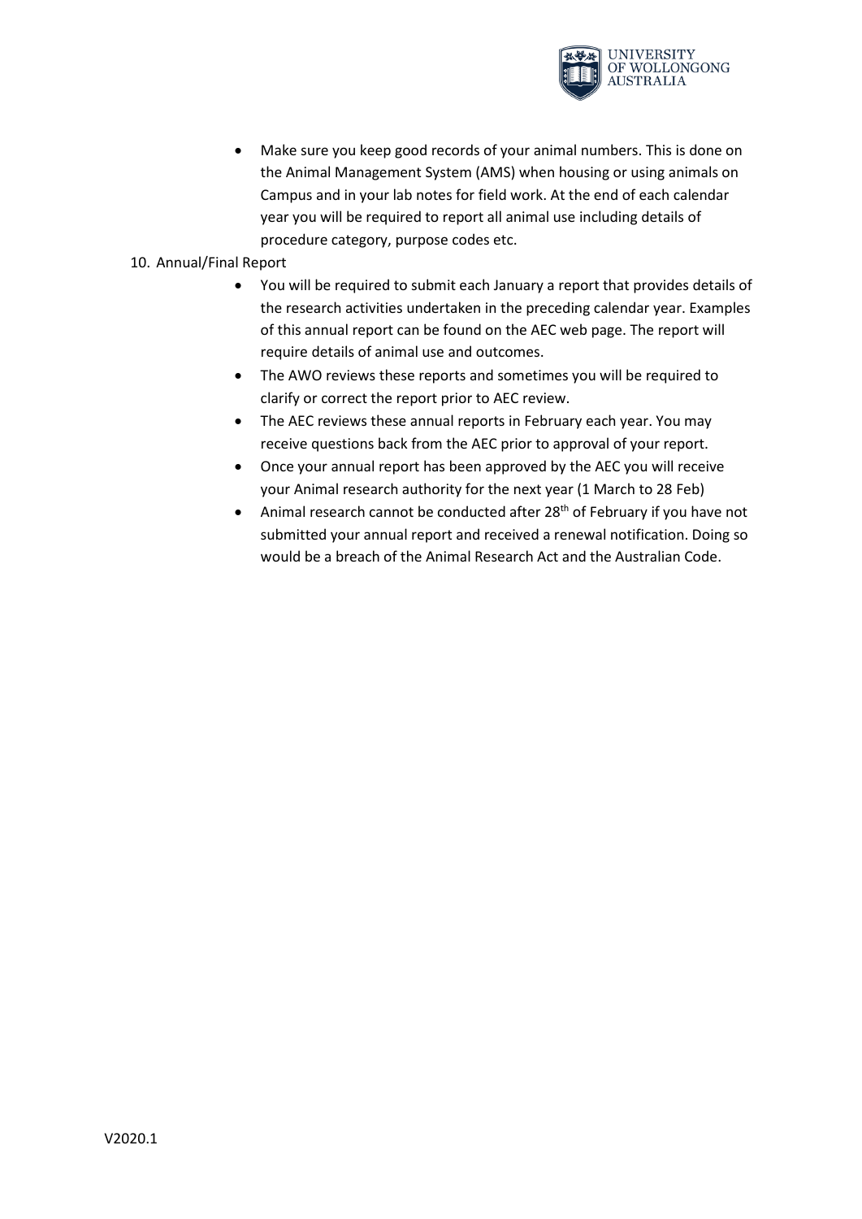- Make sure you keep good records of your animal numbers. This is done on the Animal Management System (AMS) when housing or using animals on Campus and in your lab notes for field work. At the end of each calendar year you will be required to report all animal use including details of procedure category, purpose codes etc.

10. Annual/Final Report
    - You will be required to submit each January a report that provides details of the research activities undertaken in the preceding calendar year. Examples of this annual report can be found on the AEC web page. The report will require details of animal use and outcomes.
    - The AWO reviews these reports and sometimes you will be required to clarify or correct the report prior to AEC review.
    - The AEC reviews these annual reports in February each year. You may receive questions back from the AEC prior to approval of your report.
    - Once your annual report has been approved by the AEC you will receive your Animal research authority for the next year (1 March to 28 Feb)
    - Animal research cannot be conducted after 28th of February if you have not submitted your annual report and received a renewal notification. Doing so would be a breach of the Animal Research Act and the Australian Code.

V2020.1